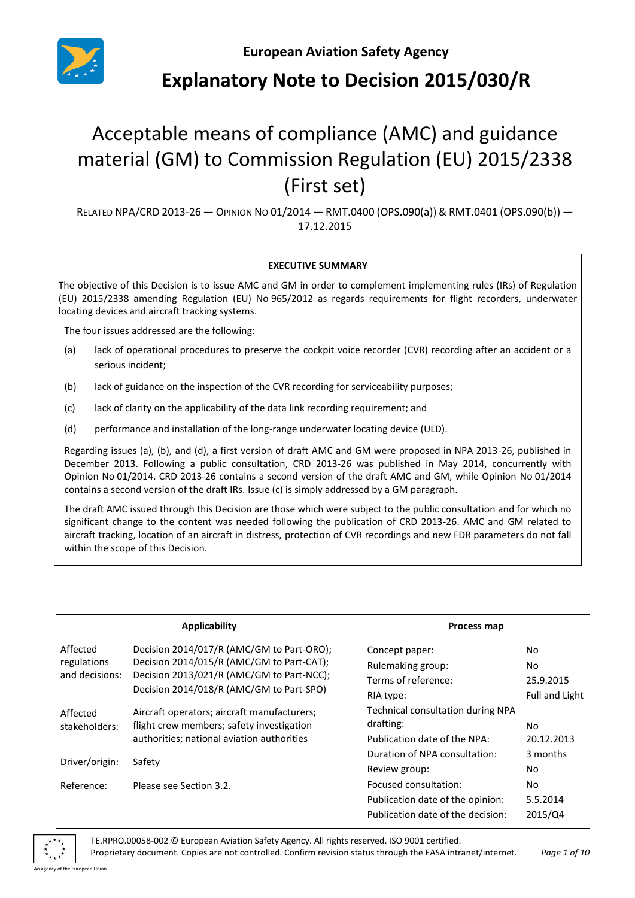**European Aviation Safety Agency**

# Explanatory Note to Decision 2015/030/R

# Acceptable means of compliance (AMC) and guidance material (GM) to Commission Regulation (EU) 2015/2338 (First set)

RELATED NPA/CRD 2013-26 — OPINION NO 01/2014 — RMT.0400 (OPS.090(a)) & RMT.0401 (OPS.090(b)) — 17.12.2015

**EXECUTIVE SUMMARY**

The objective of this Decision is to issue AMC and GM in order to complement implementing rules (IRs) of Regulation (EU) 2015/2338 amending Regulation (EU) No 965/2012 as regards requirements for flight recorders, underwater locating devices and aircraft tracking systems.

The four issues addressed are the following:

(a) lack of operational procedures to preserve the cockpit voice recorder (CVR) recording after an accident or a serious incident;

(b) lack of guidance on the inspection of the CVR recording for serviceability purposes;

(c) lack of clarity on the applicability of the data link recording requirement; and

(d) performance and installation of the long-range underwater locating device (ULD).

Regarding issues (a), (b), and (d), a first version of draft AMC and GM were proposed in NPA 2013-26, published in December 2013. Following a public consultation, CRD 2013-26 was published in May 2014, concurrently with Opinion No 01/2014. CRD 2013-26 contains a second version of the draft AMC and GM, while Opinion No 01/2014 contains a second version of the draft IRs. Issue (c) is simply addressed by a GM paragraph.

The draft AMC issued through this Decision are those which were subject to the public consultation and for which no significant change to the content was needed following the publication of CRD 2013-26. AMC and GM related to aircraft tracking, location of an aircraft in distress, protection of CVR recordings and new FDR parameters do not fall within the scope of this Decision.

| Applicability | | Process map | |
|---|---|---|---|
| Affected regulations and decisions: | Decision 2014/017/R (AMC/GM to Part-ORO); Decision 2014/015/R (AMC/GM to Part-CAT); Decision 2013/021/R (AMC/GM to Part-NCC); Decision 2014/018/R (AMC/GM to Part-SPO) | Concept paper: | No |
| | | Rulemaking group: | No |
| | | Terms of reference: | 25.9.2015 |
| | | RIA type: | Full and Light |
| Affected stakeholders: | Aircraft operators; aircraft manufacturers; flight crew members; safety investigation authorities; national aviation authorities | Technical consultation during NPA drafting: | No |
| | | Publication date of the NPA: | 20.12.2013 |
| Driver/origin: | Safety | Duration of NPA consultation: | 3 months |
| | | Review group: | No |
| Reference: | Please see Section 3.2. | Focused consultation: | No |
| | | Publication date of the opinion: | 5.5.2014 |
| | | Publication date of the decision: | 2015/Q4 |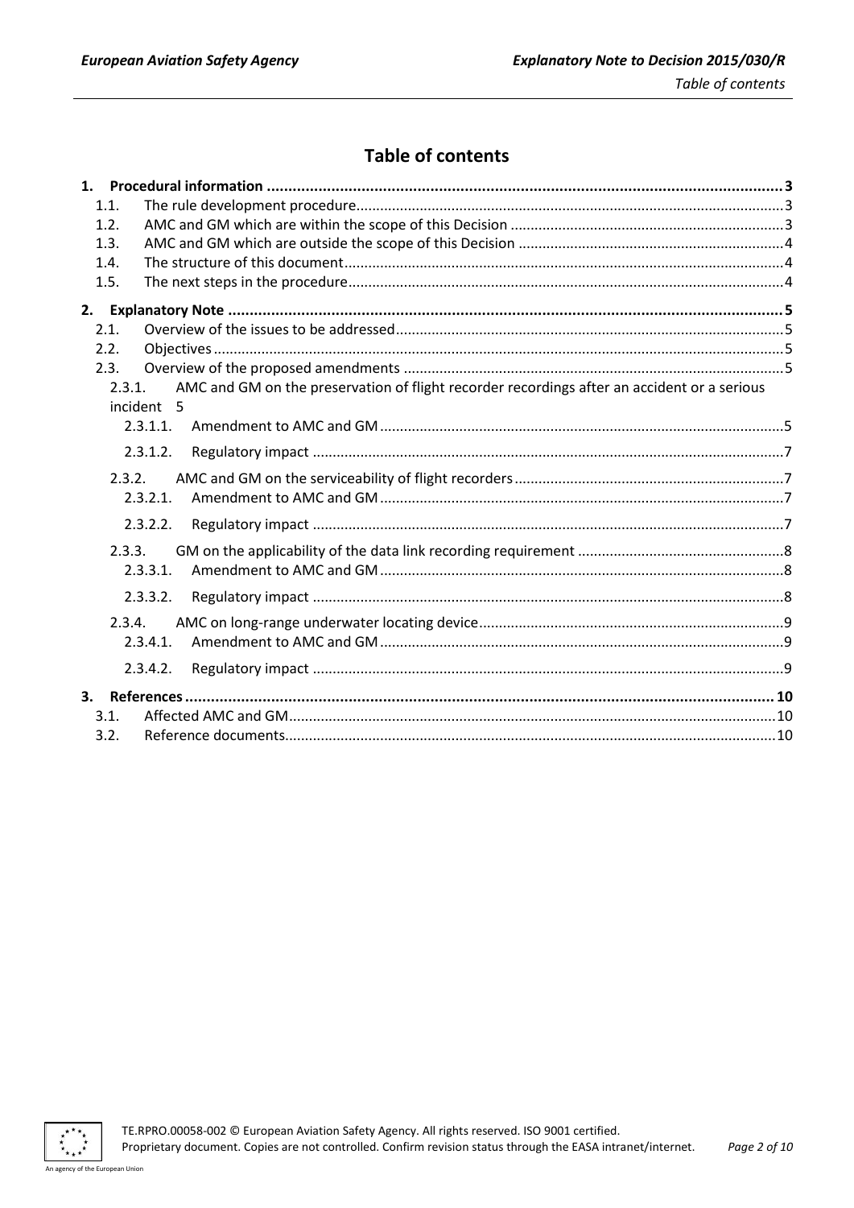# Table of contents

1. **Procedural information** ..... 3
   - 1.1. The rule development procedure ..... 3
   - 1.2. AMC and GM which are within the scope of this Decision ..... 3
   - 1.3. AMC and GM which are outside the scope of this Decision ..... 4
   - 1.4. The structure of this document ..... 4
   - 1.5. The next steps in the procedure ..... 4
2. **Explanatory Note** ..... 5
   - 2.1. Overview of the issues to be addressed ..... 5
   - 2.2. Objectives ..... 5
   - 2.3. Overview of the proposed amendments ..... 5
     - 2.3.1. AMC and GM on the preservation of flight recorder recordings after an accident or a serious incident 5
       - 2.3.1.1. Amendment to AMC and GM ..... 5
       - 2.3.1.2. Regulatory impact ..... 7
     - 2.3.2. AMC and GM on the serviceability of flight recorders ..... 7
       - 2.3.2.1. Amendment to AMC and GM ..... 7
       - 2.3.2.2. Regulatory impact ..... 7
     - 2.3.3. GM on the applicability of the data link recording requirement ..... 8
       - 2.3.3.1. Amendment to AMC and GM ..... 8
       - 2.3.3.2. Regulatory impact ..... 8
     - 2.3.4. AMC on long-range underwater locating device ..... 9
       - 2.3.4.1. Amendment to AMC and GM ..... 9
       - 2.3.4.2. Regulatory impact ..... 9
3. **References** ..... 10
   - 3.1. Affected AMC and GM ..... 10
   - 3.2. Reference documents ..... 10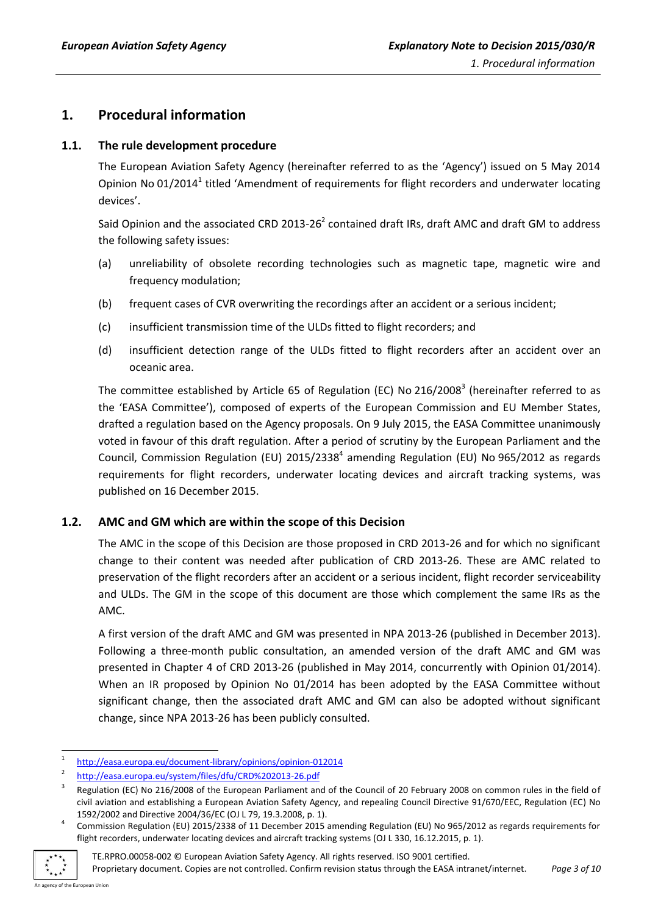# 1. Procedural information

## 1.1. The rule development procedure

The European Aviation Safety Agency (hereinafter referred to as the 'Agency') issued on 5 May 2014 Opinion No 01/2014[1] titled 'Amendment of requirements for flight recorders and underwater locating devices'.

Said Opinion and the associated CRD 2013-26[2] contained draft IRs, draft AMC and draft GM to address the following safety issues:

(a) unreliability of obsolete recording technologies such as magnetic tape, magnetic wire and frequency modulation;

(b) frequent cases of CVR overwriting the recordings after an accident or a serious incident;

(c) insufficient transmission time of the ULDs fitted to flight recorders; and

(d) insufficient detection range of the ULDs fitted to flight recorders after an accident over an oceanic area.

The committee established by Article 65 of Regulation (EC) No 216/2008[3] (hereinafter referred to as the 'EASA Committee'), composed of experts of the European Commission and EU Member States, drafted a regulation based on the Agency proposals. On 9 July 2015, the EASA Committee unanimously voted in favour of this draft regulation. After a period of scrutiny by the European Parliament and the Council, Commission Regulation (EU) 2015/2338[4] amending Regulation (EU) No 965/2012 as regards requirements for flight recorders, underwater locating devices and aircraft tracking systems, was published on 16 December 2015.

## 1.2. AMC and GM which are within the scope of this Decision

The AMC in the scope of this Decision are those proposed in CRD 2013-26 and for which no significant change to their content was needed after publication of CRD 2013-26. These are AMC related to preservation of the flight recorders after an accident or a serious incident, flight recorder serviceability and ULDs. The GM in the scope of this document are those which complement the same IRs as the AMC.

A first version of the draft AMC and GM was presented in NPA 2013-26 (published in December 2013). Following a three-month public consultation, an amended version of the draft AMC and GM was presented in Chapter 4 of CRD 2013-26 (published in May 2014, concurrently with Opinion 01/2014). When an IR proposed by Opinion No 01/2014 has been adopted by the EASA Committee without significant change, then the associated draft AMC and GM can also be adopted without significant change, since NPA 2013-26 has been publicly consulted.

---

[1] http://easa.europa.eu/document-library/opinions/opinion-012014

[2] http://easa.europa.eu/system/files/dfu/CRD%202013-26.pdf

[3] Regulation (EC) No 216/2008 of the European Parliament and of the Council of 20 February 2008 on common rules in the field of civil aviation and establishing a European Aviation Safety Agency, and repealing Council Directive 91/670/EEC, Regulation (EC) No 1592/2002 and Directive 2004/36/EC (OJ L 79, 19.3.2008, p. 1).

[4] Commission Regulation (EU) 2015/2338 of 11 December 2015 amending Regulation (EU) No 965/2012 as regards requirements for flight recorders, underwater locating devices and aircraft tracking systems (OJ L 330, 16.12.2015, p. 1).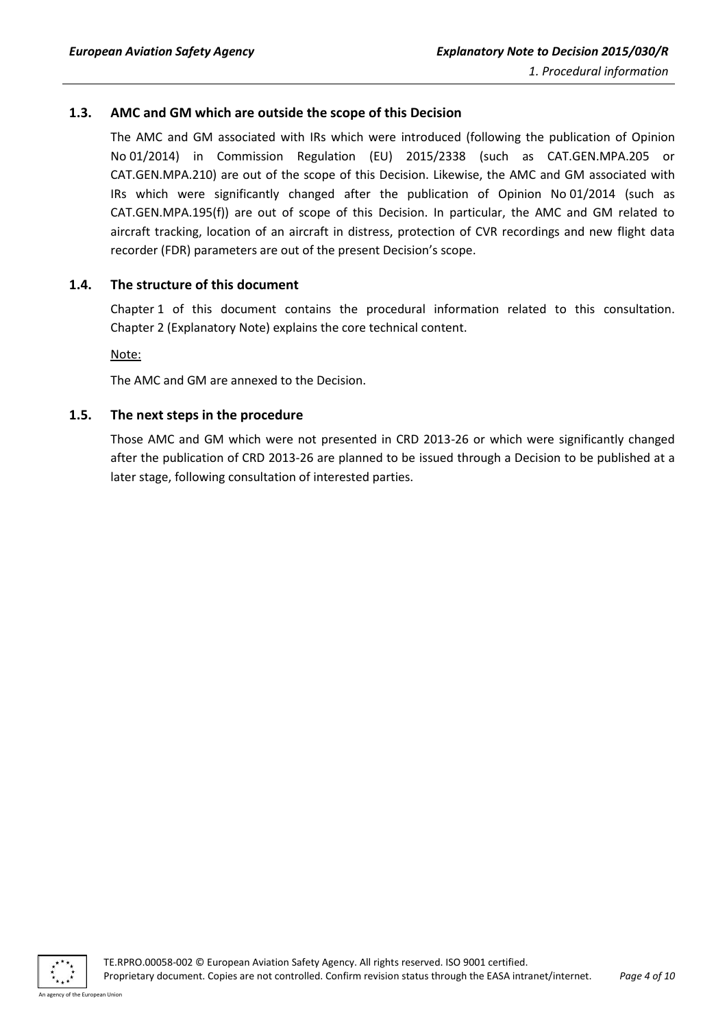### 1.3. AMC and GM which are outside the scope of this Decision

The AMC and GM associated with IRs which were introduced (following the publication of Opinion No 01/2014) in Commission Regulation (EU) 2015/2338 (such as CAT.GEN.MPA.205 or CAT.GEN.MPA.210) are out of the scope of this Decision. Likewise, the AMC and GM associated with IRs which were significantly changed after the publication of Opinion No 01/2014 (such as CAT.GEN.MPA.195(f)) are out of scope of this Decision. In particular, the AMC and GM related to aircraft tracking, location of an aircraft in distress, protection of CVR recordings and new flight data recorder (FDR) parameters are out of the present Decision's scope.

### 1.4. The structure of this document

Chapter 1 of this document contains the procedural information related to this consultation. Chapter 2 (Explanatory Note) explains the core technical content.

Note:

The AMC and GM are annexed to the Decision.

### 1.5. The next steps in the procedure

Those AMC and GM which were not presented in CRD 2013-26 or which were significantly changed after the publication of CRD 2013-26 are planned to be issued through a Decision to be published at a later stage, following consultation of interested parties.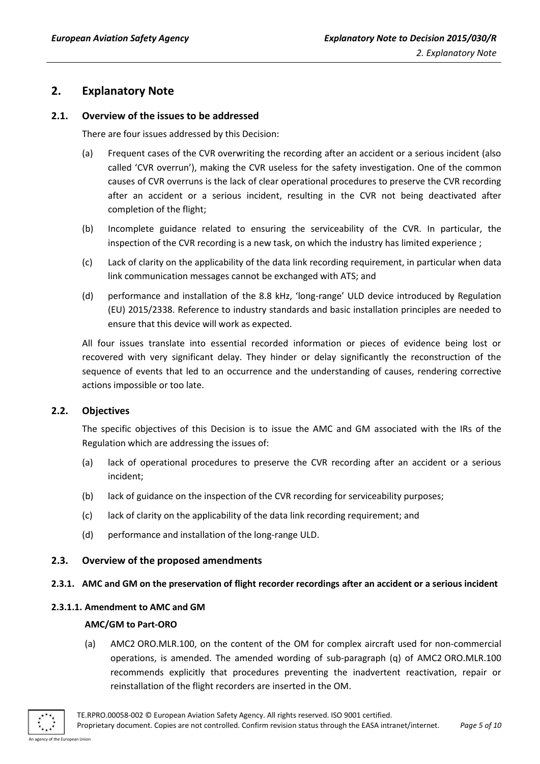# 2. Explanatory Note

## 2.1. Overview of the issues to be addressed

There are four issues addressed by this Decision:

(a) Frequent cases of the CVR overwriting the recording after an accident or a serious incident (also called 'CVR overrun'), making the CVR useless for the safety investigation. One of the common causes of CVR overruns is the lack of clear operational procedures to preserve the CVR recording after an accident or a serious incident, resulting in the CVR not being deactivated after completion of the flight;

(b) Incomplete guidance related to ensuring the serviceability of the CVR. In particular, the inspection of the CVR recording is a new task, on which the industry has limited experience ;

(c) Lack of clarity on the applicability of the data link recording requirement, in particular when data link communication messages cannot be exchanged with ATS; and

(d) performance and installation of the 8.8 kHz, 'long-range' ULD device introduced by Regulation (EU) 2015/2338. Reference to industry standards and basic installation principles are needed to ensure that this device will work as expected.

All four issues translate into essential recorded information or pieces of evidence being lost or recovered with very significant delay. They hinder or delay significantly the reconstruction of the sequence of events that led to an occurrence and the understanding of causes, rendering corrective actions impossible or too late.

## 2.2. Objectives

The specific objectives of this Decision is to issue the AMC and GM associated with the IRs of the Regulation which are addressing the issues of:

(a) lack of operational procedures to preserve the CVR recording after an accident or a serious incident;

(b) lack of guidance on the inspection of the CVR recording for serviceability purposes;

(c) lack of clarity on the applicability of the data link recording requirement; and

(d) performance and installation of the long-range ULD.

## 2.3. Overview of the proposed amendments

### 2.3.1. AMC and GM on the preservation of flight recorder recordings after an accident or a serious incident

#### 2.3.1.1. Amendment to AMC and GM

**AMC/GM to Part-ORO**

(a) AMC2 ORO.MLR.100, on the content of the OM for complex aircraft used for non-commercial operations, is amended. The amended wording of sub-paragraph (q) of AMC2 ORO.MLR.100 recommends explicitly that procedures preventing the inadvertent reactivation, repair or reinstallation of the flight recorders are inserted in the OM.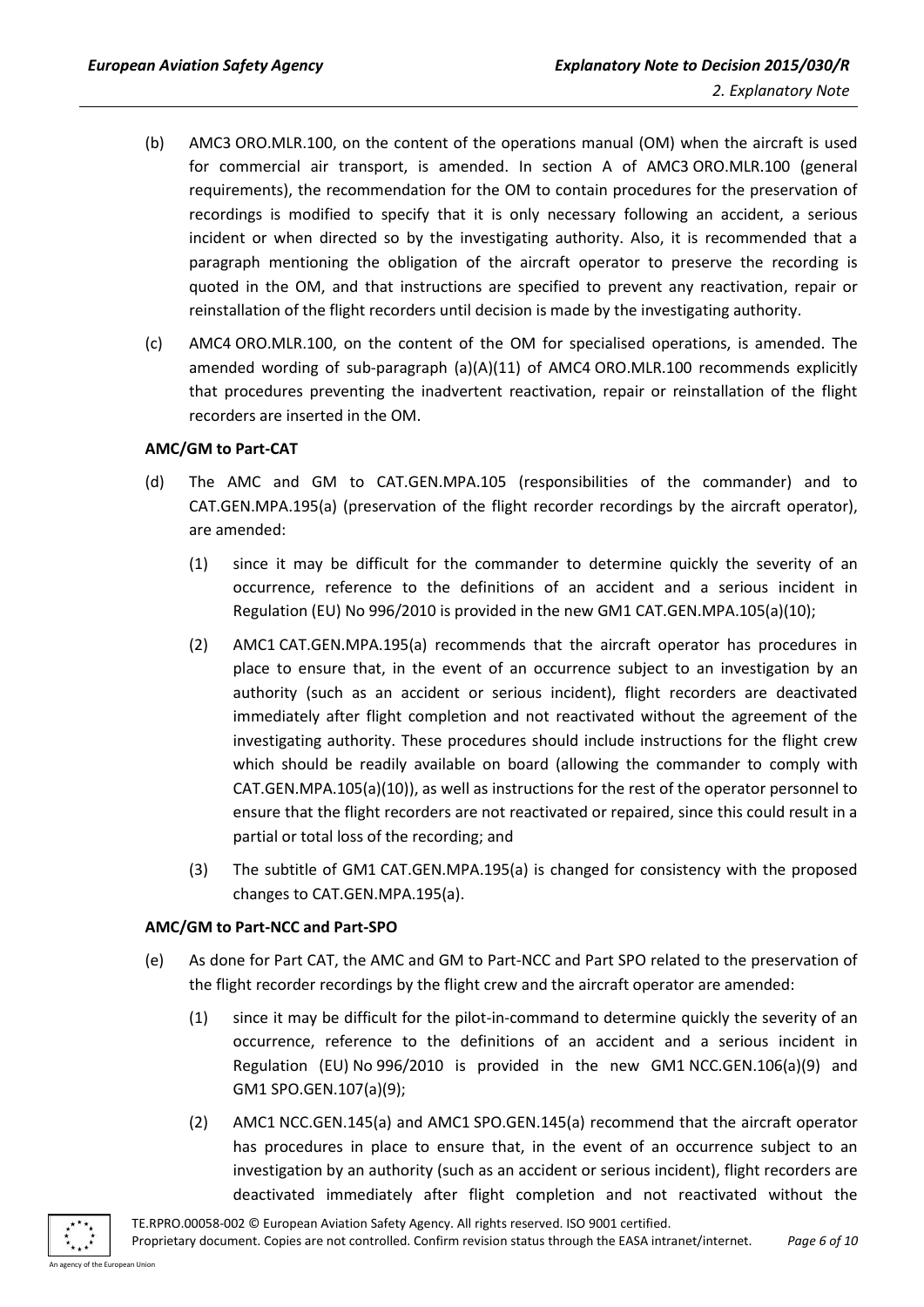(b) AMC3 ORO.MLR.100, on the content of the operations manual (OM) when the aircraft is used for commercial air transport, is amended. In section A of AMC3 ORO.MLR.100 (general requirements), the recommendation for the OM to contain procedures for the preservation of recordings is modified to specify that it is only necessary following an accident, a serious incident or when directed so by the investigating authority. Also, it is recommended that a paragraph mentioning the obligation of the aircraft operator to preserve the recording is quoted in the OM, and that instructions are specified to prevent any reactivation, repair or reinstallation of the flight recorders until decision is made by the investigating authority.

(c) AMC4 ORO.MLR.100, on the content of the OM for specialised operations, is amended. The amended wording of sub-paragraph (a)(A)(11) of AMC4 ORO.MLR.100 recommends explicitly that procedures preventing the inadvertent reactivation, repair or reinstallation of the flight recorders are inserted in the OM.

**AMC/GM to Part-CAT**

(d) The AMC and GM to CAT.GEN.MPA.105 (responsibilities of the commander) and to CAT.GEN.MPA.195(a) (preservation of the flight recorder recordings by the aircraft operator), are amended:

(1) since it may be difficult for the commander to determine quickly the severity of an occurrence, reference to the definitions of an accident and a serious incident in Regulation (EU) No 996/2010 is provided in the new GM1 CAT.GEN.MPA.105(a)(10);

(2) AMC1 CAT.GEN.MPA.195(a) recommends that the aircraft operator has procedures in place to ensure that, in the event of an occurrence subject to an investigation by an authority (such as an accident or serious incident), flight recorders are deactivated immediately after flight completion and not reactivated without the agreement of the investigating authority. These procedures should include instructions for the flight crew which should be readily available on board (allowing the commander to comply with CAT.GEN.MPA.105(a)(10)), as well as instructions for the rest of the operator personnel to ensure that the flight recorders are not reactivated or repaired, since this could result in a partial or total loss of the recording; and

(3) The subtitle of GM1 CAT.GEN.MPA.195(a) is changed for consistency with the proposed changes to CAT.GEN.MPA.195(a).

**AMC/GM to Part-NCC and Part-SPO**

(e) As done for Part CAT, the AMC and GM to Part-NCC and Part SPO related to the preservation of the flight recorder recordings by the flight crew and the aircraft operator are amended:

(1) since it may be difficult for the pilot-in-command to determine quickly the severity of an occurrence, reference to the definitions of an accident and a serious incident in Regulation (EU) No 996/2010 is provided in the new GM1 NCC.GEN.106(a)(9) and GM1 SPO.GEN.107(a)(9);

(2) AMC1 NCC.GEN.145(a) and AMC1 SPO.GEN.145(a) recommend that the aircraft operator has procedures in place to ensure that, in the event of an occurrence subject to an investigation by an authority (such as an accident or serious incident), flight recorders are deactivated immediately after flight completion and not reactivated without the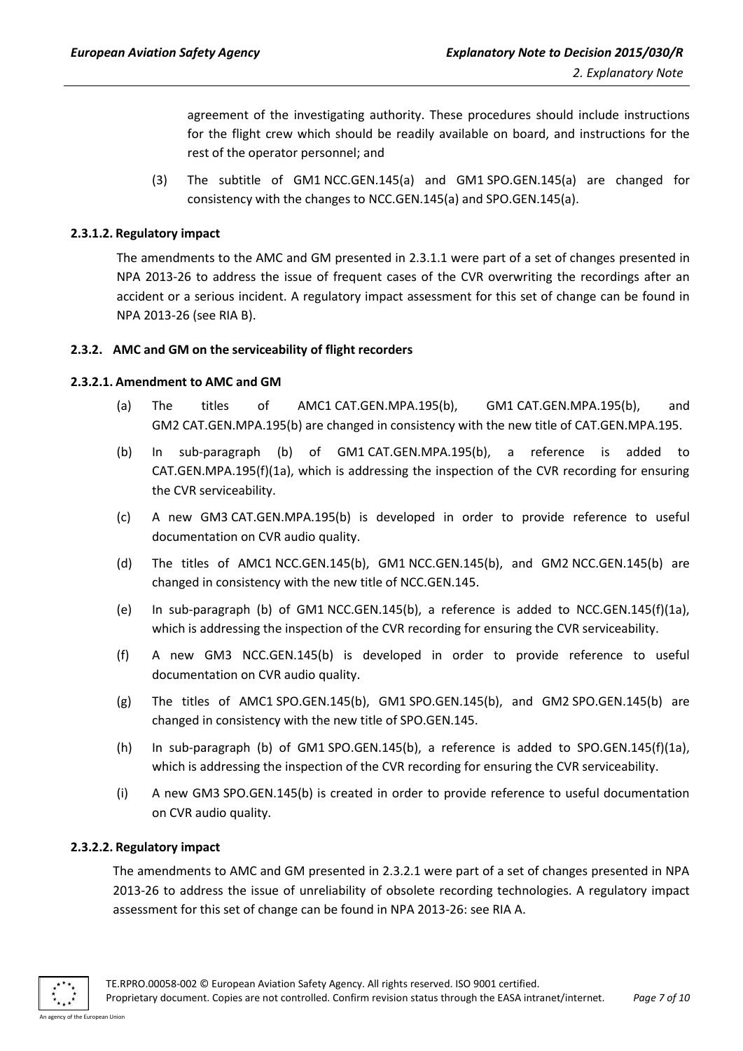agreement of the investigating authority. These procedures should include instructions for the flight crew which should be readily available on board, and instructions for the rest of the operator personnel; and

(3) The subtitle of GM1 NCC.GEN.145(a) and GM1 SPO.GEN.145(a) are changed for consistency with the changes to NCC.GEN.145(a) and SPO.GEN.145(a).

#### 2.3.1.2. Regulatory impact

The amendments to the AMC and GM presented in 2.3.1.1 were part of a set of changes presented in NPA 2013-26 to address the issue of frequent cases of the CVR overwriting the recordings after an accident or a serious incident. A regulatory impact assessment for this set of change can be found in NPA 2013-26 (see RIA B).

### 2.3.2. AMC and GM on the serviceability of flight recorders

#### 2.3.2.1. Amendment to AMC and GM

(a) The titles of AMC1 CAT.GEN.MPA.195(b), GM1 CAT.GEN.MPA.195(b), and GM2 CAT.GEN.MPA.195(b) are changed in consistency with the new title of CAT.GEN.MPA.195.

(b) In sub-paragraph (b) of GM1 CAT.GEN.MPA.195(b), a reference is added to CAT.GEN.MPA.195(f)(1a), which is addressing the inspection of the CVR recording for ensuring the CVR serviceability.

(c) A new GM3 CAT.GEN.MPA.195(b) is developed in order to provide reference to useful documentation on CVR audio quality.

(d) The titles of AMC1 NCC.GEN.145(b), GM1 NCC.GEN.145(b), and GM2 NCC.GEN.145(b) are changed in consistency with the new title of NCC.GEN.145.

(e) In sub-paragraph (b) of GM1 NCC.GEN.145(b), a reference is added to NCC.GEN.145(f)(1a), which is addressing the inspection of the CVR recording for ensuring the CVR serviceability.

(f) A new GM3 NCC.GEN.145(b) is developed in order to provide reference to useful documentation on CVR audio quality.

(g) The titles of AMC1 SPO.GEN.145(b), GM1 SPO.GEN.145(b), and GM2 SPO.GEN.145(b) are changed in consistency with the new title of SPO.GEN.145.

(h) In sub-paragraph (b) of GM1 SPO.GEN.145(b), a reference is added to SPO.GEN.145(f)(1a), which is addressing the inspection of the CVR recording for ensuring the CVR serviceability.

(i) A new GM3 SPO.GEN.145(b) is created in order to provide reference to useful documentation on CVR audio quality.

#### 2.3.2.2. Regulatory impact

The amendments to AMC and GM presented in 2.3.2.1 were part of a set of changes presented in NPA 2013-26 to address the issue of unreliability of obsolete recording technologies. A regulatory impact assessment for this set of change can be found in NPA 2013-26: see RIA A.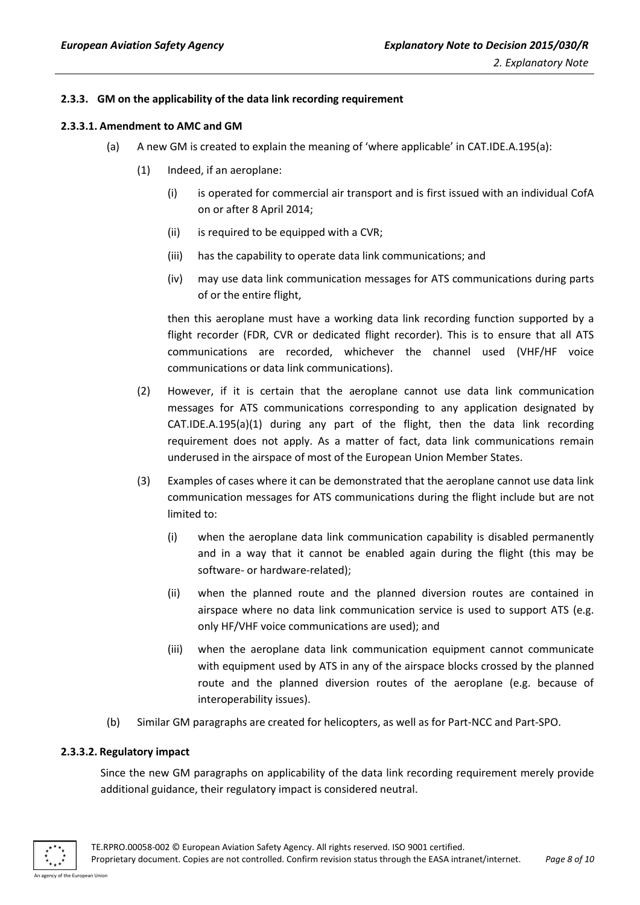### 2.3.3. GM on the applicability of the data link recording requirement

#### 2.3.3.1. Amendment to AMC and GM

(a) A new GM is created to explain the meaning of 'where applicable' in CAT.IDE.A.195(a):

(1) Indeed, if an aeroplane:

(i) is operated for commercial air transport and is first issued with an individual CofA on or after 8 April 2014;

(ii) is required to be equipped with a CVR;

(iii) has the capability to operate data link communications; and

(iv) may use data link communication messages for ATS communications during parts of or the entire flight,

then this aeroplane must have a working data link recording function supported by a flight recorder (FDR, CVR or dedicated flight recorder). This is to ensure that all ATS communications are recorded, whichever the channel used (VHF/HF voice communications or data link communications).

(2) However, if it is certain that the aeroplane cannot use data link communication messages for ATS communications corresponding to any application designated by CAT.IDE.A.195(a)(1) during any part of the flight, then the data link recording requirement does not apply. As a matter of fact, data link communications remain underused in the airspace of most of the European Union Member States.

(3) Examples of cases where it can be demonstrated that the aeroplane cannot use data link communication messages for ATS communications during the flight include but are not limited to:

(i) when the aeroplane data link communication capability is disabled permanently and in a way that it cannot be enabled again during the flight (this may be software- or hardware-related);

(ii) when the planned route and the planned diversion routes are contained in airspace where no data link communication service is used to support ATS (e.g. only HF/VHF voice communications are used); and

(iii) when the aeroplane data link communication equipment cannot communicate with equipment used by ATS in any of the airspace blocks crossed by the planned route and the planned diversion routes of the aeroplane (e.g. because of interoperability issues).

(b) Similar GM paragraphs are created for helicopters, as well as for Part-NCC and Part-SPO.

#### 2.3.3.2. Regulatory impact

Since the new GM paragraphs on applicability of the data link recording requirement merely provide additional guidance, their regulatory impact is considered neutral.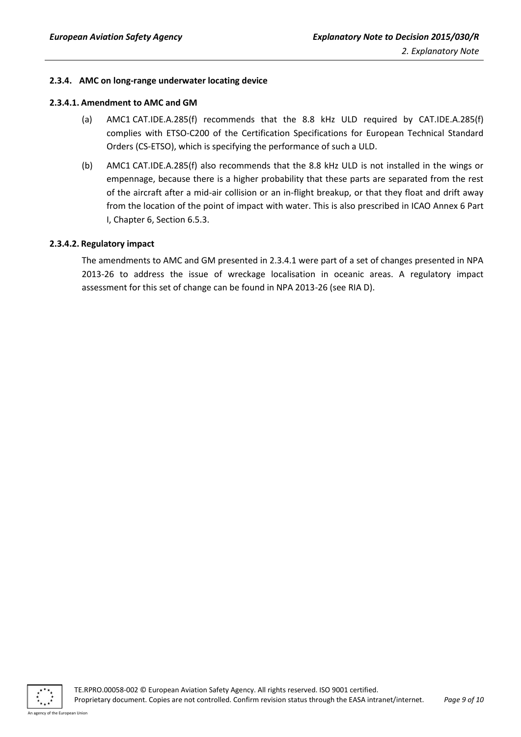### 2.3.4. AMC on long-range underwater locating device

#### 2.3.4.1. Amendment to AMC and GM

(a) AMC1 CAT.IDE.A.285(f) recommends that the 8.8 kHz ULD required by CAT.IDE.A.285(f) complies with ETSO-C200 of the Certification Specifications for European Technical Standard Orders (CS-ETSO), which is specifying the performance of such a ULD.

(b) AMC1 CAT.IDE.A.285(f) also recommends that the 8.8 kHz ULD is not installed in the wings or empennage, because there is a higher probability that these parts are separated from the rest of the aircraft after a mid-air collision or an in-flight breakup, or that they float and drift away from the location of the point of impact with water. This is also prescribed in ICAO Annex 6 Part I, Chapter 6, Section 6.5.3.

#### 2.3.4.2. Regulatory impact

The amendments to AMC and GM presented in 2.3.4.1 were part of a set of changes presented in NPA 2013-26 to address the issue of wreckage localisation in oceanic areas. A regulatory impact assessment for this set of change can be found in NPA 2013-26 (see RIA D).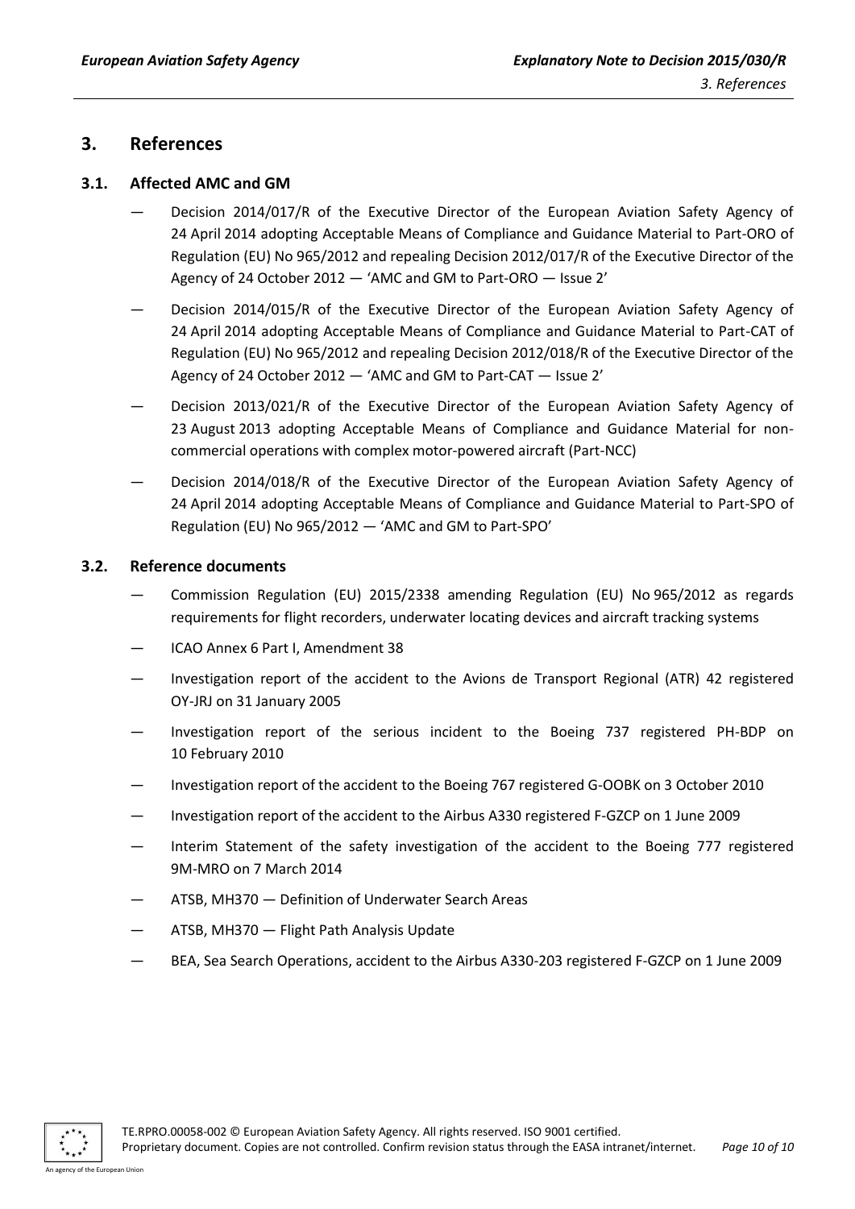## 3. References

### 3.1. Affected AMC and GM

- Decision 2014/017/R of the Executive Director of the European Aviation Safety Agency of 24 April 2014 adopting Acceptable Means of Compliance and Guidance Material to Part-ORO of Regulation (EU) No 965/2012 and repealing Decision 2012/017/R of the Executive Director of the Agency of 24 October 2012 — 'AMC and GM to Part-ORO — Issue 2'
- Decision 2014/015/R of the Executive Director of the European Aviation Safety Agency of 24 April 2014 adopting Acceptable Means of Compliance and Guidance Material to Part-CAT of Regulation (EU) No 965/2012 and repealing Decision 2012/018/R of the Executive Director of the Agency of 24 October 2012 — 'AMC and GM to Part-CAT — Issue 2'
- Decision 2013/021/R of the Executive Director of the European Aviation Safety Agency of 23 August 2013 adopting Acceptable Means of Compliance and Guidance Material for non-commercial operations with complex motor-powered aircraft (Part-NCC)
- Decision 2014/018/R of the Executive Director of the European Aviation Safety Agency of 24 April 2014 adopting Acceptable Means of Compliance and Guidance Material to Part-SPO of Regulation (EU) No 965/2012 — 'AMC and GM to Part-SPO'

### 3.2. Reference documents

- Commission Regulation (EU) 2015/2338 amending Regulation (EU) No 965/2012 as regards requirements for flight recorders, underwater locating devices and aircraft tracking systems
- ICAO Annex 6 Part I, Amendment 38
- Investigation report of the accident to the Avions de Transport Regional (ATR) 42 registered OY-JRJ on 31 January 2005
- Investigation report of the serious incident to the Boeing 737 registered PH-BDP on 10 February 2010
- Investigation report of the accident to the Boeing 767 registered G-OOBK on 3 October 2010
- Investigation report of the accident to the Airbus A330 registered F-GZCP on 1 June 2009
- Interim Statement of the safety investigation of the accident to the Boeing 777 registered 9M-MRO on 7 March 2014
- ATSB, MH370 — Definition of Underwater Search Areas
- ATSB, MH370 — Flight Path Analysis Update
- BEA, Sea Search Operations, accident to the Airbus A330-203 registered F-GZCP on 1 June 2009